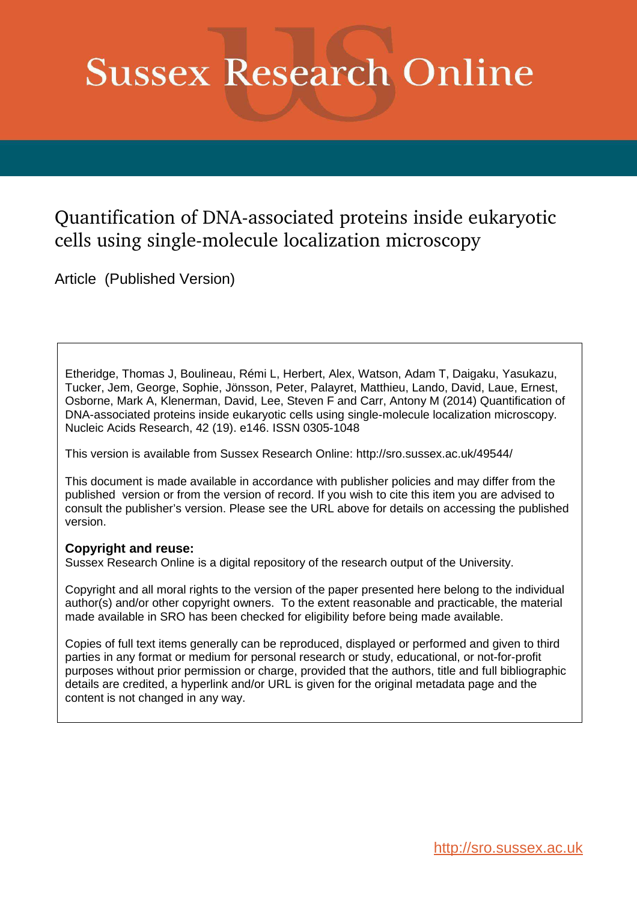# Sussex Research Online

## Quantification of DNA-associated proteins inside eukaryotic cells using single-molecule localization microscopy

Article (Published Version)

Etheridge, Thomas J, Boulineau, Rémi L, Herbert, Alex, Watson, Adam T, Daigaku, Yasukazu, Tucker, Jem, George, Sophie, Jönsson, Peter, Palayret, Matthieu, Lando, David, Laue, Ernest, Osborne, Mark A, Klenerman, David, Lee, Steven F and Carr, Antony M (2014) Quantification of DNA-associated proteins inside eukaryotic cells using single-molecule localization microscopy. Nucleic Acids Research, 42 (19). e146. ISSN 0305-1048

This version is available from Sussex Research Online: http://sro.sussex.ac.uk/49544/

This document is made available in accordance with publisher policies and may differ from the published version or from the version of record. If you wish to cite this item you are advised to consult the publisher's version. Please see the URL above for details on accessing the published version.

**Copyright and reuse:**
Sussex Research Online is a digital repository of the research output of the University.

Copyright and all moral rights to the version of the paper presented here belong to the individual author(s) and/or other copyright owners. To the extent reasonable and practicable, the material made available in SRO has been checked for eligibility before being made available.

Copies of full text items generally can be reproduced, displayed or performed and given to third parties in any format or medium for personal research or study, educational, or not-for-profit purposes without prior permission or charge, provided that the authors, title and full bibliographic details are credited, a hyperlink and/or URL is given for the original metadata page and the content is not changed in any way.

http://sro.sussex.ac.uk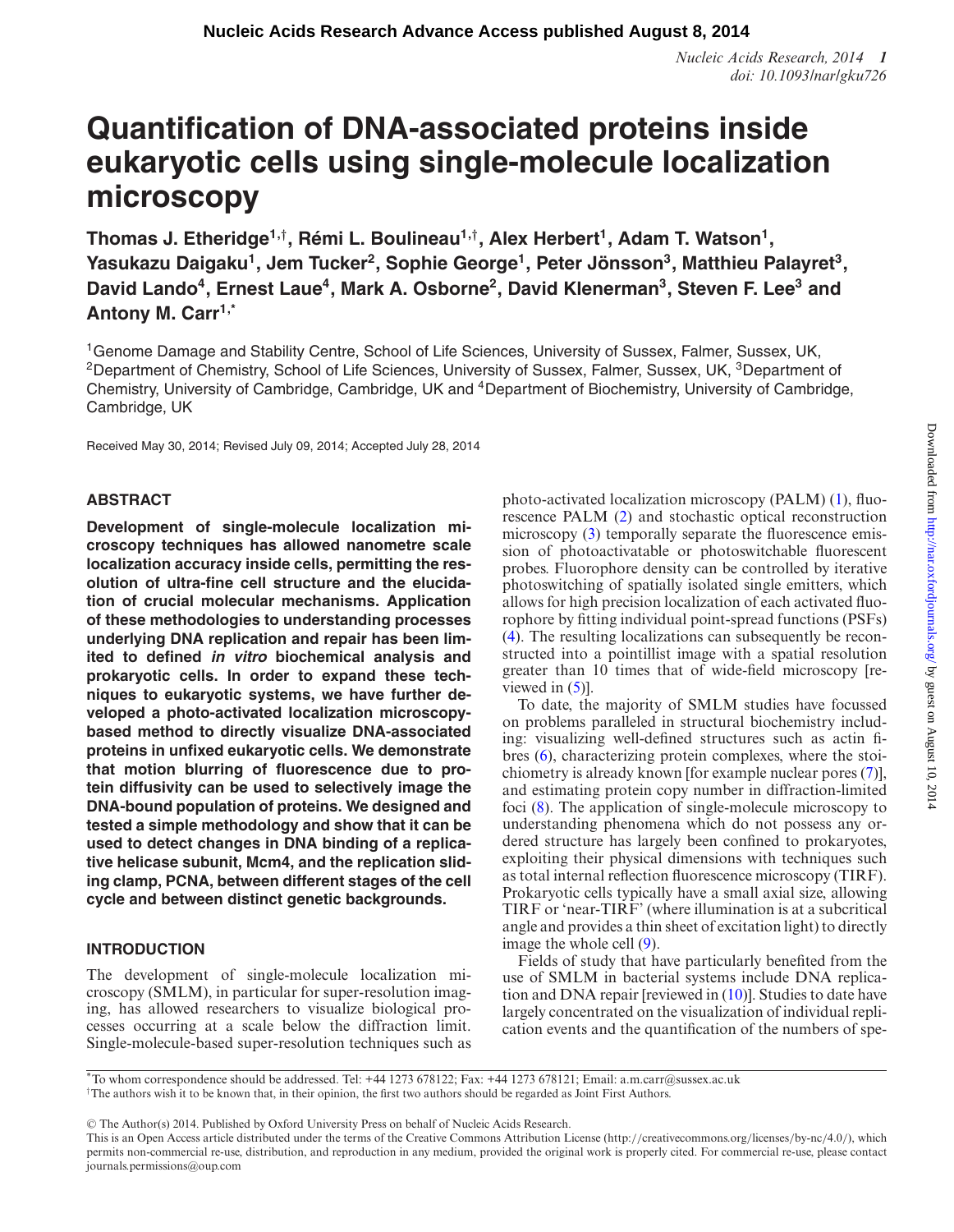# Quantification of DNA-associated proteins inside eukaryotic cells using single-molecule localization microscopy

**Thomas J. Etheridge[1,†], Rémi L. Boulineau[1,†], Alex Herbert[1], Adam T. Watson[1], Yasukazu Daigaku[1], Jem Tucker[2], Sophie George[1], Peter Jönsson[3], Matthieu Palayret[3], David Lando[4], Ernest Laue[4], Mark A. Osborne[2], David Klenerman[3], Steven F. Lee[3] and Antony M. Carr[1,*]**

[1]Genome Damage and Stability Centre, School of Life Sciences, University of Sussex, Falmer, Sussex, UK, [2]Department of Chemistry, School of Life Sciences, University of Sussex, Falmer, Sussex, UK, [3]Department of Chemistry, University of Cambridge, Cambridge, UK and [4]Department of Biochemistry, University of Cambridge, Cambridge, UK

Received May 30, 2014; Revised July 09, 2014; Accepted July 28, 2014

## ABSTRACT

**Development of single-molecule localization microscopy techniques has allowed nanometre scale localization accuracy inside cells, permitting the resolution of ultra-fine cell structure and the elucidation of crucial molecular mechanisms. Application of these methodologies to understanding processes underlying DNA replication and repair has been limited to defined *in vitro* biochemical analysis and prokaryotic cells. In order to expand these techniques to eukaryotic systems, we have further developed a photo-activated localization microscopy-based method to directly visualize DNA-associated proteins in unfixed eukaryotic cells. We demonstrate that motion blurring of fluorescence due to protein diffusivity can be used to selectively image the DNA-bound population of proteins. We designed and tested a simple methodology and show that it can be used to detect changes in DNA binding of a replicative helicase subunit, Mcm4, and the replication sliding clamp, PCNA, between different stages of the cell cycle and between distinct genetic backgrounds.**

## INTRODUCTION

The development of single-molecule localization microscopy (SMLM), in particular for super-resolution imaging, has allowed researchers to visualize biological processes occurring at a scale below the diffraction limit. Single-molecule-based super-resolution techniques such as photo-activated localization microscopy (PALM) (1), fluorescence PALM (2) and stochastic optical reconstruction microscopy (3) temporally separate the fluorescence emission of photoactivatable or photoswitchable fluorescent probes. Fluorophore density can be controlled by iterative photoswitching of spatially isolated single emitters, which allows for high precision localization of each activated fluorophore by fitting individual point-spread functions (PSFs) (4). The resulting localizations can subsequently be reconstructed into a pointillist image with a spatial resolution greater than 10 times that of wide-field microscopy [reviewed in (5)].

To date, the majority of SMLM studies have focussed on problems paralleled in structural biochemistry including: visualizing well-defined structures such as actin fibres (6), characterizing protein complexes, where the stoichiometry is already known [for example nuclear pores (7)], and estimating protein copy number in diffraction-limited foci (8). The application of single-molecule microscopy to understanding phenomena which do not possess any ordered structure has largely been confined to prokaryotes, exploiting their physical dimensions with techniques such as total internal reflection fluorescence microscopy (TIRF). Prokaryotic cells typically have a small axial size, allowing TIRF or 'near-TIRF' (where illumination is at a subcritical angle and provides a thin sheet of excitation light) to directly image the whole cell (9).

Fields of study that have particularly benefited from the use of SMLM in bacterial systems include DNA replication and DNA repair [reviewed in (10)]. Studies to date have largely concentrated on the visualization of individual replication events and the quantification of the numbers of spe-

*To whom correspondence should be addressed. Tel: +44 1273 678122; Fax: +44 1273 678121; Email: a.m.carr@sussex.ac.uk
†The authors wish it to be known that, in their opinion, the first two authors should be regarded as Joint First Authors.

© The Author(s) 2014. Published by Oxford University Press on behalf of Nucleic Acids Research.
This is an Open Access article distributed under the terms of the Creative Commons Attribution License (http://creativecommons.org/licenses/by-nc/4.0/), which permits non-commercial re-use, distribution, and reproduction in any medium, provided the original work is properly cited. For commercial re-use, please contact journals.permissions@oup.com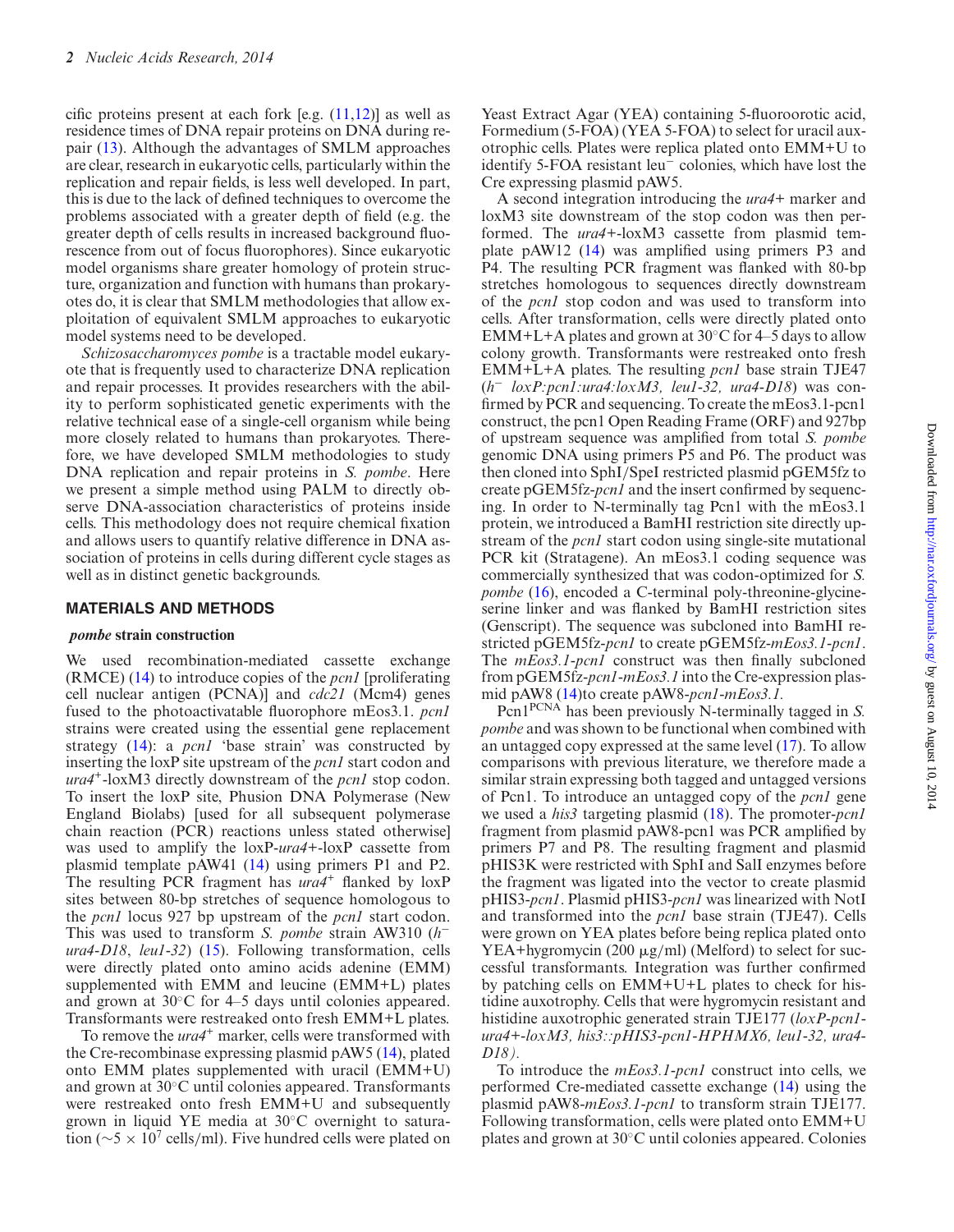cific proteins present at each fork [e.g. (11,12)] as well as residence times of DNA repair proteins on DNA during repair (13). Although the advantages of SMLM approaches are clear, research in eukaryotic cells, particularly within the replication and repair fields, is less well developed. In part, this is due to the lack of defined techniques to overcome the problems associated with a greater depth of field (e.g. the greater depth of cells results in increased background fluorescence from out of focus fluorophores). Since eukaryotic model organisms share greater homology of protein structure, organization and function with humans than prokaryotes do, it is clear that SMLM methodologies that allow exploitation of equivalent SMLM approaches to eukaryotic model systems need to be developed.

*Schizosaccharomyces pombe* is a tractable model eukaryote that is frequently used to characterize DNA replication and repair processes. It provides researchers with the ability to perform sophisticated genetic experiments with the relative technical ease of a single-cell organism while being more closely related to humans than prokaryotes. Therefore, we have developed SMLM methodologies to study DNA replication and repair proteins in *S. pombe*. Here we present a simple method using PALM to directly observe DNA-association characteristics of proteins inside cells. This methodology does not require chemical fixation and allows users to quantify relative difference in DNA association of proteins in cells during different cycle stages as well as in distinct genetic backgrounds.

## MATERIALS AND METHODS

### *pombe* strain construction

We used recombination-mediated cassette exchange (RMCE) (14) to introduce copies of the *pcn1* [proliferating cell nuclear antigen (PCNA)] and *cdc21* (Mcm4) genes fused to the photoactivatable fluorophore mEos3.1. *pcn1* strains were created using the essential gene replacement strategy (14): a *pcn1* 'base strain' was constructed by inserting the loxP site upstream of the *pcn1* start codon and *ura4*$^+$-loxM3 directly downstream of the *pcn1* stop codon. To insert the loxP site, Phusion DNA Polymerase (New England Biolabs) [used for all subsequent polymerase chain reaction (PCR) reactions unless stated otherwise] was used to amplify the loxP-*ura4*+-loxP cassette from plasmid template pAW41 (14) using primers P1 and P2. The resulting PCR fragment has *ura4*$^+$ flanked by loxP sites between 80-bp stretches of sequence homologous to the *pcn1* locus 927 bp upstream of the *pcn1* start codon. This was used to transform *S. pombe* strain AW310 (*h*$^-$ *ura4-D18*, *leu1-32*) (15). Following transformation, cells were directly plated onto amino acids adenine (EMM) supplemented with EMM and leucine (EMM+L) plates and grown at 30°C for 4–5 days until colonies appeared. Transformants were restreaked onto fresh EMM+L plates.

To remove the *ura4*$^+$ marker, cells were transformed with the Cre-recombinase expressing plasmid pAW5 (14), plated onto EMM plates supplemented with uracil (EMM+U) and grown at 30°C until colonies appeared. Transformants were restreaked onto fresh EMM+U and subsequently grown in liquid YE media at 30°C overnight to saturation (∼5 × $10^7$ cells/ml). Five hundred cells were plated on Yeast Extract Agar (YEA) containing 5-fluoroorotic acid, Formedium (5-FOA) (YEA 5-FOA) to select for uracil auxotrophic cells. Plates were replica plated onto EMM+U to identify 5-FOA resistant leu$^-$ colonies, which have lost the Cre expressing plasmid pAW5.

A second integration introducing the *ura4*+ marker and loxM3 site downstream of the stop codon was then performed. The *ura4*+-loxM3 cassette from plasmid template pAW12 (14) was amplified using primers P3 and P4. The resulting PCR fragment was flanked with 80-bp stretches homologous to sequences directly downstream of the *pcn1* stop codon and was used to transform into cells. After transformation, cells were directly plated onto EMM+L+A plates and grown at 30°C for 4–5 days to allow colony growth. Transformants were restreaked onto fresh EMM+L+A plates. The resulting *pcn1* base strain TJE47 (*h*$^-$ *loxP:pcn1:ura4:loxM3, leu1-32, ura4-D18*) was confirmed by PCR and sequencing. To create the mEos3.1-pcn1 construct, the pcn1 Open Reading Frame (ORF) and 927bp of upstream sequence was amplified from total *S. pombe* genomic DNA using primers P5 and P6. The product was then cloned into SphI/SpeI restricted plasmid pGEM5fz to create pGEM5fz-*pcn1* and the insert confirmed by sequencing. In order to N-terminally tag Pcn1 with the mEos3.1 protein, we introduced a BamHI restriction site directly upstream of the *pcn1* start codon using single-site mutational PCR kit (Stratagene). An mEos3.1 coding sequence was commercially synthesized that was codon-optimized for *S. pombe* (16), encoded a C-terminal poly-threonine-glycine-serine linker and was flanked by BamHI restriction sites (Genscript). The sequence was subcloned into BamHI restricted pGEM5fz-*pcn1* to create pGEM5fz-*mEos3.1-pcn1*. The *mEos3.1-pcn1* construct was then finally subcloned from pGEM5fz-*pcn1-mEos3.1* into the Cre-expression plasmid pAW8 (14)to create pAW8-*pcn1-mEos3.1.*

Pcn1$^{PCNA}$ has been previously N-terminally tagged in *S. pombe* and was shown to be functional when combined with an untagged copy expressed at the same level (17). To allow comparisons with previous literature, we therefore made a similar strain expressing both tagged and untagged versions of Pcn1. To introduce an untagged copy of the *pcn1* gene we used a *his3* targeting plasmid (18). The promoter-*pcn1* fragment from plasmid pAW8-pcn1 was PCR amplified by primers P7 and P8. The resulting fragment and plasmid pHIS3K were restricted with SphI and SalI enzymes before the fragment was ligated into the vector to create plasmid pHIS3-*pcn1*. Plasmid pHIS3-*pcn1* was linearized with NotI and transformed into the *pcn1* base strain (TJE47). Cells were grown on YEA plates before being replica plated onto YEA+hygromycin (200 μg/ml) (Melford) to select for successful transformants. Integration was further confirmed by patching cells on EMM+U+L plates to check for histidine auxotrophy. Cells that were hygromycin resistant and histidine auxotrophic generated strain TJE177 (*loxP-pcn1-ura4+-loxM3, his3::pHIS3-pcn1-HPHMX6, leu1-32, ura4-D18).*

To introduce the *mEos3.1-pcn1* construct into cells, we performed Cre-mediated cassette exchange (14) using the plasmid pAW8-*mEos3.1-pcn1* to transform strain TJE177. Following transformation, cells were plated onto EMM+U plates and grown at 30°C until colonies appeared. Colonies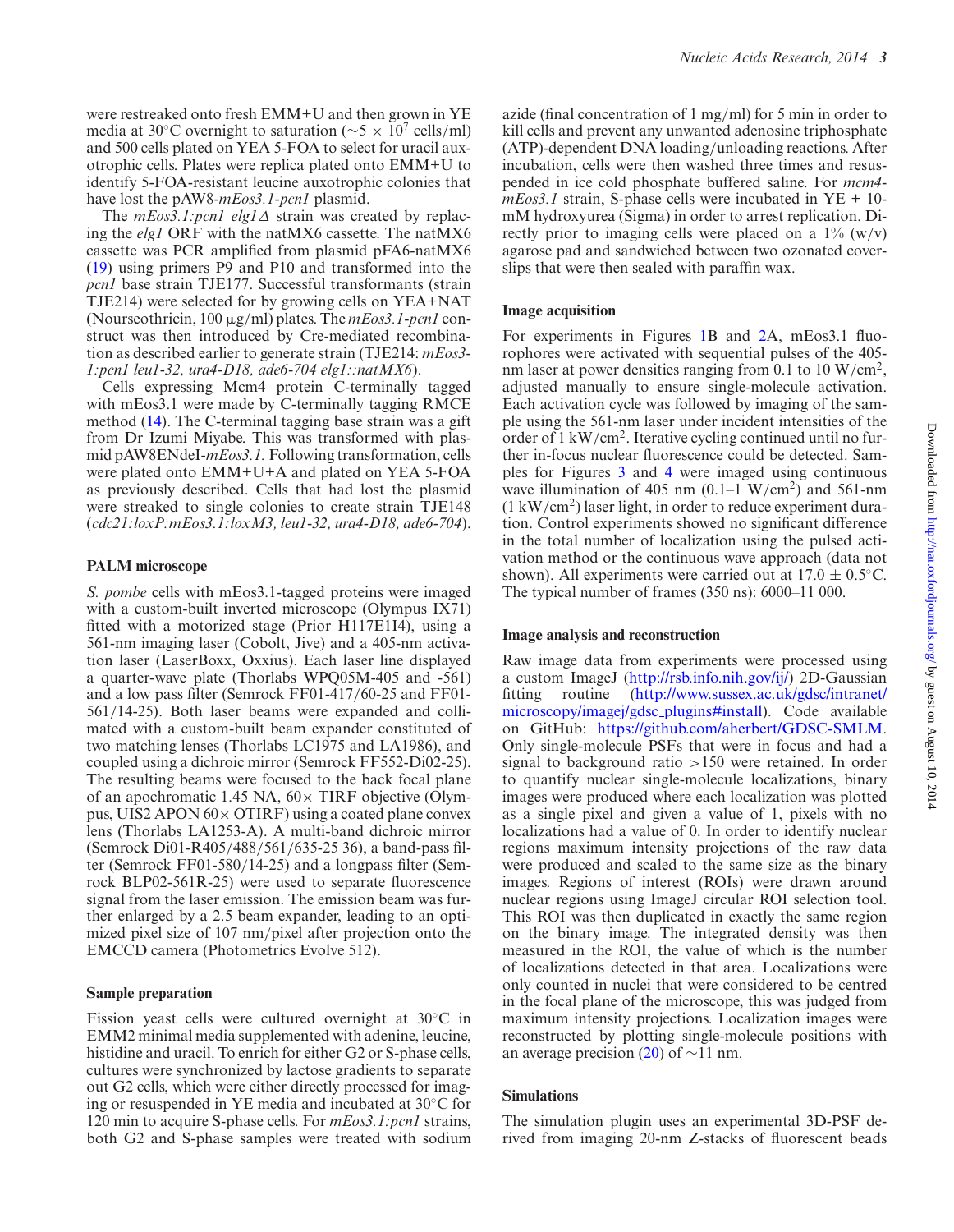were restreaked onto fresh EMM+U and then grown in YE media at 30°C overnight to saturation (∼5 × $10^7$ cells/ml) and 500 cells plated on YEA 5-FOA to select for uracil auxotrophic cells. Plates were replica plated onto EMM+U to identify 5-FOA-resistant leucine auxotrophic colonies that have lost the pAW8-*mEos3.1-pcn1* plasmid.

The *mEos3.1:pcn1 elg1Δ* strain was created by replacing the *elg1* ORF with the natMX6 cassette. The natMX6 cassette was PCR amplified from plasmid pFA6-natMX6 (19) using primers P9 and P10 and transformed into the *pcn1* base strain TJE177. Successful transformants (strain TJE214) were selected for by growing cells on YEA+NAT (Nourseothricin, 100 μg/ml) plates. The *mEos3.1-pcn1* construct was then introduced by Cre-mediated recombination as described earlier to generate strain (TJE214: *mEos3-1:pcn1 leu1-32, ura4-D18, ade6-704 elg1::natMX6*).

Cells expressing Mcm4 protein C-terminally tagged with mEos3.1 were made by C-terminally tagging RMCE method (14). The C-terminal tagging base strain was a gift from Dr Izumi Miyabe. This was transformed with plasmid pAW8ENdeI-*mEos3.1*. Following transformation, cells were plated onto EMM+U+A and plated on YEA 5-FOA as previously described. Cells that had lost the plasmid were streaked to single colonies to create strain TJE148 (*cdc21:loxP:mEos3.1:loxM3, leu1-32, ura4-D18, ade6-704*).

## PALM microscope

*S. pombe* cells with mEos3.1-tagged proteins were imaged with a custom-built inverted microscope (Olympus IX71) fitted with a motorized stage (Prior H117E1I4), using a 561-nm imaging laser (Cobolt, Jive) and a 405-nm activation laser (LaserBoxx, Oxxius). Each laser line displayed a quarter-wave plate (Thorlabs WPQ05M-405 and -561) and a low pass filter (Semrock FF01-417/60-25 and FF01-561/14-25). Both laser beams were expanded and collimated with a custom-built beam expander constituted of two matching lenses (Thorlabs LC1975 and LA1986), and coupled using a dichroic mirror (Semrock FF552-Di02-25). The resulting beams were focused to the back focal plane of an apochromatic 1.45 NA, 60× TIRF objective (Olympus, UIS2 APON 60× OTIRF) using a coated plane convex lens (Thorlabs LA1253-A). A multi-band dichroic mirror (Semrock Di01-R405/488/561/635-25 36), a band-pass filter (Semrock FF01-580/14-25) and a longpass filter (Semrock BLP02-561R-25) were used to separate fluorescence signal from the laser emission. The emission beam was further enlarged by a 2.5 beam expander, leading to an optimized pixel size of 107 nm/pixel after projection onto the EMCCD camera (Photometrics Evolve 512).

## Sample preparation

Fission yeast cells were cultured overnight at 30°C in EMM2 minimal media supplemented with adenine, leucine, histidine and uracil. To enrich for either G2 or S-phase cells, cultures were synchronized by lactose gradients to separate out G2 cells, which were either directly processed for imaging or resuspended in YE media and incubated at 30°C for 120 min to acquire S-phase cells. For *mEos3.1:pcn1* strains, both G2 and S-phase samples were treated with sodium azide (final concentration of 1 mg/ml) for 5 min in order to kill cells and prevent any unwanted adenosine triphosphate (ATP)-dependent DNA loading/unloading reactions. After incubation, cells were then washed three times and resuspended in ice cold phosphate buffered saline. For *mcm4-mEos3.1* strain, S-phase cells were incubated in YE + 10-mM hydroxyurea (Sigma) in order to arrest replication. Directly prior to imaging cells were placed on a 1% (w/v) agarose pad and sandwiched between two ozonated coverslips that were then sealed with paraffin wax.

## Image acquisition

For experiments in Figures 1B and 2A, mEos3.1 fluorophores were activated with sequential pulses of the 405-nm laser at power densities ranging from 0.1 to 10 W/cm$^2$, adjusted manually to ensure single-molecule activation. Each activation cycle was followed by imaging of the sample using the 561-nm laser under incident intensities of the order of 1 kW/cm$^2$. Iterative cycling continued until no further in-focus nuclear fluorescence could be detected. Samples for Figures 3 and 4 were imaged using continuous wave illumination of 405 nm (0.1–1 W/cm$^2$) and 561-nm (1 kW/cm$^2$) laser light, in order to reduce experiment duration. Control experiments showed no significant difference in the total number of localization using the pulsed activation method or the continuous wave approach (data not shown). All experiments were carried out at 17.0 ± 0.5°C. The typical number of frames (350 ns): 6000–11 000.

## Image analysis and reconstruction

Raw image data from experiments were processed using a custom ImageJ (http://rsb.info.nih.gov/ij/) 2D-Gaussian fitting routine (http://www.sussex.ac.uk/gdsc/intranet/microscopy/imagej/gdsc_plugins#install). Code available on GitHub: https://github.com/aherbert/GDSC-SMLM. Only single-molecule PSFs that were in focus and had a signal to background ratio >150 were retained. In order to quantify nuclear single-molecule localizations, binary images were produced where each localization was plotted as a single pixel and given a value of 1, pixels with no localizations had a value of 0. In order to identify nuclear regions maximum intensity projections of the raw data were produced and scaled to the same size as the binary images. Regions of interest (ROIs) were drawn around nuclear regions using ImageJ circular ROI selection tool. This ROI was then duplicated in exactly the same region on the binary image. The integrated density was then measured in the ROI, the value of which is the number of localizations detected in that area. Localizations were only counted in nuclei that were considered to be centred in the focal plane of the microscope, this was judged from maximum intensity projections. Localization images were reconstructed by plotting single-molecule positions with an average precision (20) of ∼11 nm.

## Simulations

The simulation plugin uses an experimental 3D-PSF derived from imaging 20-nm Z-stacks of fluorescent beads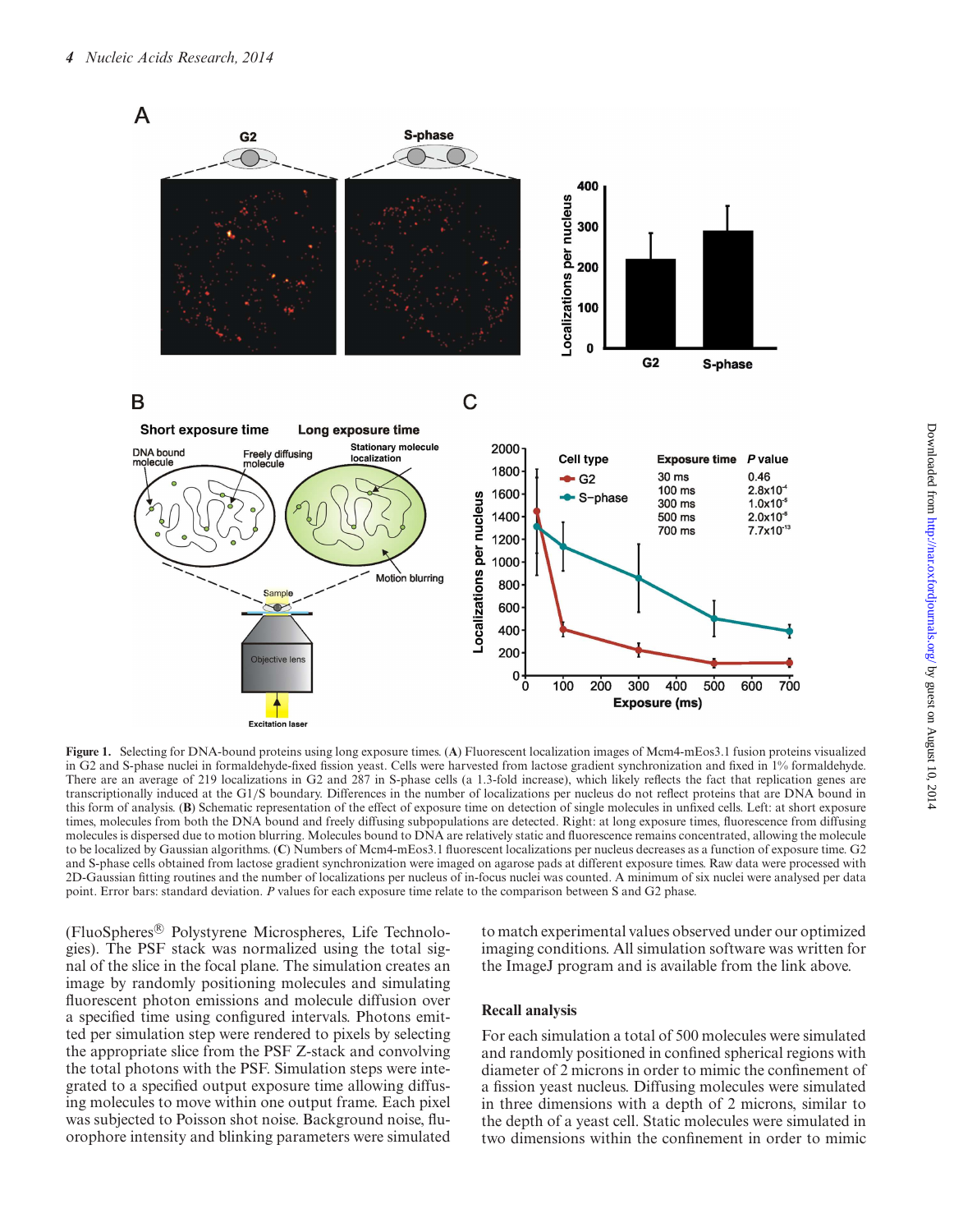**Figure 1.** Selecting for DNA-bound proteins using long exposure times. (**A**) Fluorescent localization images of Mcm4-mEos3.1 fusion proteins visualized in G2 and S-phase nuclei in formaldehyde-fixed fission yeast. Cells were harvested from lactose gradient synchronization and fixed in 1% formaldehyde. There are an average of 219 localizations in G2 and 287 in S-phase cells (a 1.3-fold increase), which likely reflects the fact that replication genes are transcriptionally induced at the G1/S boundary. Differences in the number of localizations per nucleus do not reflect proteins that are DNA bound in this form of analysis. (**B**) Schematic representation of the effect of exposure time on detection of single molecules in unfixed cells. Left: at short exposure times, molecules from both the DNA bound and freely diffusing subpopulations are detected. Right: at long exposure times, fluorescence from diffusing molecules is dispersed due to motion blurring. Molecules bound to DNA are relatively static and fluorescence remains concentrated, allowing the molecule to be localized by Gaussian algorithms. (**C**) Numbers of Mcm4-mEos3.1 fluorescent localizations per nucleus decreases as a function of exposure time. G2 and S-phase cells obtained from lactose gradient synchronization were imaged on agarose pads at different exposure times. Raw data were processed with 2D-Gaussian fitting routines and the number of localizations per nucleus of in-focus nuclei was counted. A minimum of six nuclei were analysed per data point. Error bars: standard deviation. *P* values for each exposure time relate to the comparison between S and G2 phase.

(FluoSpheres® Polystyrene Microspheres, Life Technologies). The PSF stack was normalized using the total signal of the slice in the focal plane. The simulation creates an image by randomly positioning molecules and simulating fluorescent photon emissions and molecule diffusion over a specified time using configured intervals. Photons emitted per simulation step were rendered to pixels by selecting the appropriate slice from the PSF Z-stack and convolving the total photons with the PSF. Simulation steps were integrated to a specified output exposure time allowing diffusing molecules to move within one output frame. Each pixel was subjected to Poisson shot noise. Background noise, fluorophore intensity and blinking parameters were simulated to match experimental values observed under our optimized imaging conditions. All simulation software was written for the ImageJ program and is available from the link above.

### Recall analysis

For each simulation a total of 500 molecules were simulated and randomly positioned in confined spherical regions with diameter of 2 microns in order to mimic the confinement of a fission yeast nucleus. Diffusing molecules were simulated in three dimensions with a depth of 2 microns, similar to the depth of a yeast cell. Static molecules were simulated in two dimensions within the confinement in order to mimic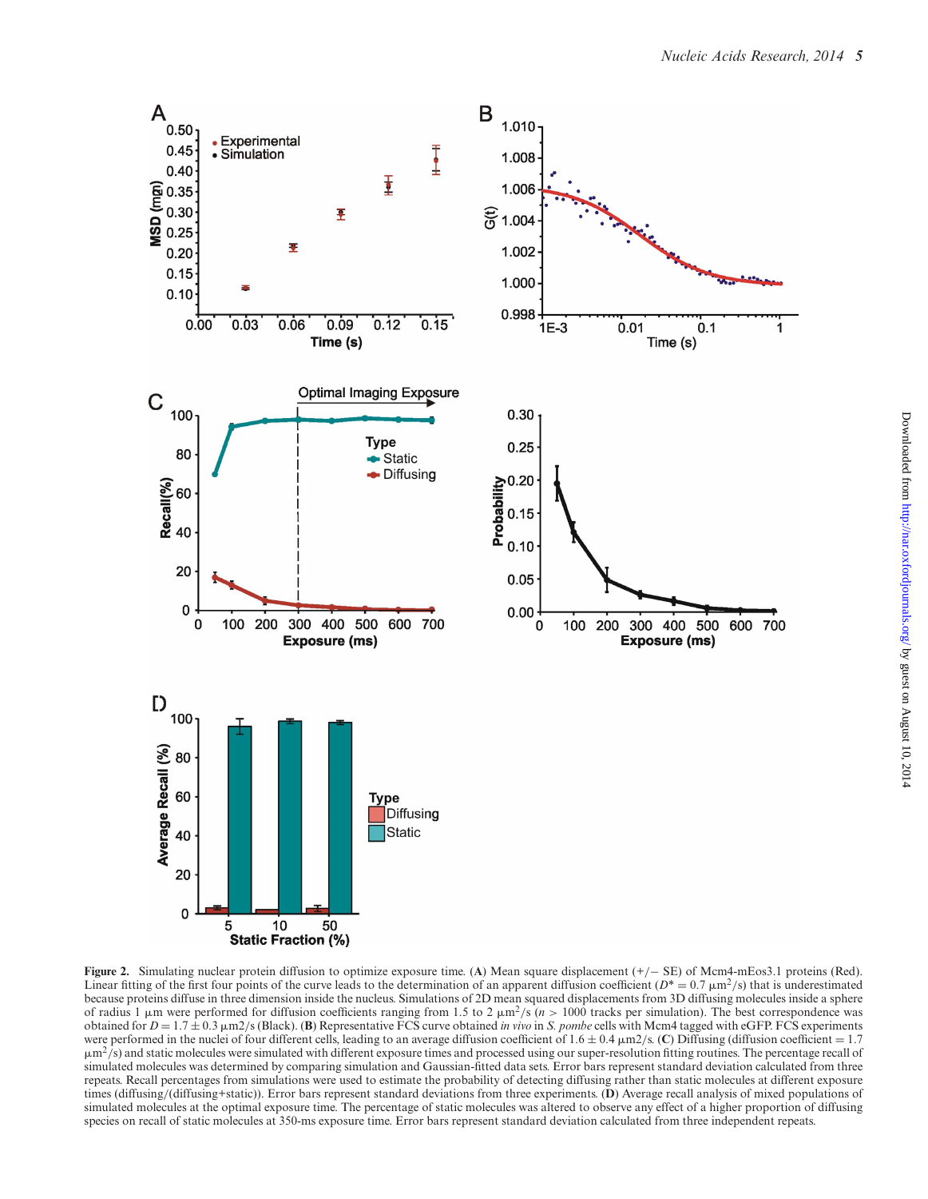**Figure 2.** Simulating nuclear protein diffusion to optimize exposure time. (**A**) Mean square displacement (+/− SE) of Mcm4-mEos3.1 proteins (Red). Linear fitting of the first four points of the curve leads to the determination of an apparent diffusion coefficient ($D^* = 0.7$ μm$^2$/s) that is underestimated because proteins diffuse in three dimension inside the nucleus. Simulations of 2D mean squared displacements from 3D diffusing molecules inside a sphere of radius 1 μm were performed for diffusion coefficients ranging from 1.5 to 2 μm$^2$/s ($n > 1000$ tracks per simulation). The best correspondence was obtained for $D = 1.7 \pm 0.3$ μm2/s (Black). (**B**) Representative FCS curve obtained *in vivo* in *S. pombe* cells with Mcm4 tagged with eGFP. FCS experiments were performed in the nuclei of four different cells, leading to an average diffusion coefficient of $1.6 \pm 0.4$ μm2/s. (**C**) Diffusing (diffusion coefficient = 1.7 μm$^2$/s) and static molecules were simulated with different exposure times and processed using our super-resolution fitting routines. The percentage recall of simulated molecules was determined by comparing simulation and Gaussian-fitted data sets. Error bars represent standard deviation calculated from three repeats. Recall percentages from simulations were used to estimate the probability of detecting diffusing rather than static molecules at different exposure times (diffusing/(diffusing+static)). Error bars represent standard deviations from three experiments. (**D**) Average recall analysis of mixed populations of simulated molecules at the optimal exposure time. The percentage of static molecules was altered to observe any effect of a higher proportion of diffusing species on recall of static molecules at 350-ms exposure time. Error bars represent standard deviation calculated from three independent repeats.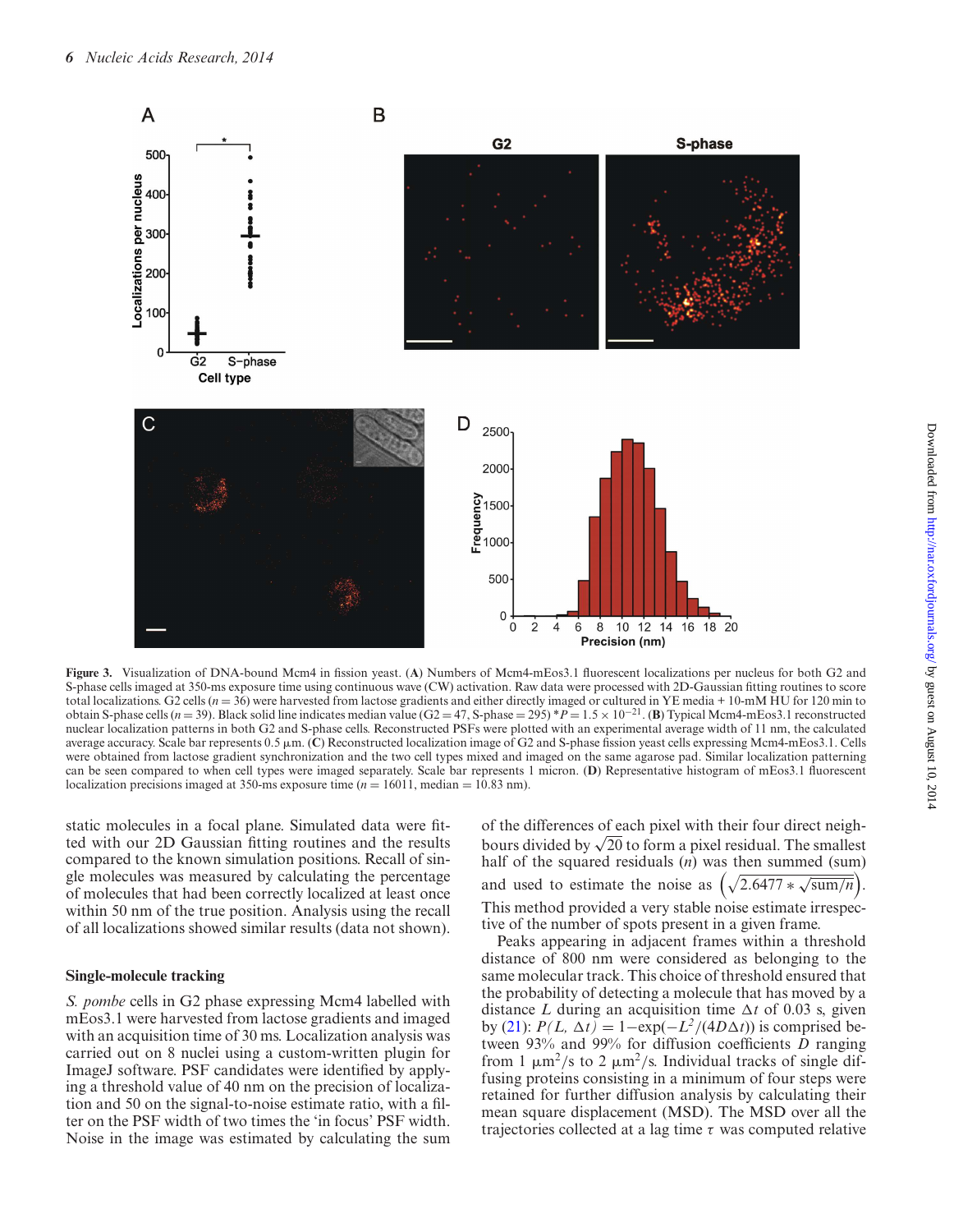**Figure 3.** Visualization of DNA-bound Mcm4 in fission yeast. (**A**) Numbers of Mcm4-mEos3.1 fluorescent localizations per nucleus for both G2 and S-phase cells imaged at 350-ms exposure time using continuous wave (CW) activation. Raw data were processed with 2D-Gaussian fitting routines to score total localizations. G2 cells ($n = 36$) were harvested from lactose gradients and either directly imaged or cultured in YE media + 10-mM HU for 120 min to obtain S-phase cells ($n = 39$). Black solid line indicates median value (G2 = 47, S-phase = 295) *$P = 1.5 \times 10^{-21}$. (**B**) Typical Mcm4-mEos3.1 reconstructed nuclear localization patterns in both G2 and S-phase cells. Reconstructed PSFs were plotted with an experimental average width of 11 nm, the calculated average accuracy. Scale bar represents 0.5 μm. (**C**) Reconstructed localization image of G2 and S-phase fission yeast cells expressing Mcm4-mEos3.1. Cells were obtained from lactose gradient synchronization and the two cell types mixed and imaged on the same agarose pad. Similar localization patterning can be seen compared to when cell types were imaged separately. Scale bar represents 1 micron. (**D**) Representative histogram of mEos3.1 fluorescent localization precisions imaged at 350-ms exposure time ($n = 16011$, median = 10.83 nm).

static molecules in a focal plane. Simulated data were fitted with our 2D Gaussian fitting routines and the results compared to the known simulation positions. Recall of single molecules was measured by calculating the percentage of molecules that had been correctly localized at least once within 50 nm of the true position. Analysis using the recall of all localizations showed similar results (data not shown).

### Single-molecule tracking

*S. pombe* cells in G2 phase expressing Mcm4 labelled with mEos3.1 were harvested from lactose gradients and imaged with an acquisition time of 30 ms. Localization analysis was carried out on 8 nuclei using a custom-written plugin for ImageJ software. PSF candidates were identified by applying a threshold value of 40 nm on the precision of localization and 50 on the signal-to-noise estimate ratio, with a filter on the PSF width of two times the 'in focus' PSF width. Noise in the image was estimated by calculating the sum of the differences of each pixel with their four direct neighbours divided by $\sqrt{20}$ to form a pixel residual. The smallest half of the squared residuals ($n$) was then summed (sum) and used to estimate the noise as $\left(\sqrt{2.6477 * \sqrt{\text{sum}/n}}\right)$. This method provided a very stable noise estimate irrespective of the number of spots present in a given frame.

Peaks appearing in adjacent frames within a threshold distance of 800 nm were considered as belonging to the same molecular track. This choice of threshold ensured that the probability of detecting a molecule that has moved by a distance $L$ during an acquisition time $\Delta t$ of 0.03 s, given by (21): $P(L, \Delta t) = 1 - \exp(-L^2/(4D\Delta t))$ is comprised between 93% and 99% for diffusion coefficients $D$ ranging from 1 μm$^2$/s to 2 μm$^2$/s. Individual tracks of single diffusing proteins consisting in a minimum of four steps were retained for further diffusion analysis by calculating their mean square displacement (MSD). The MSD over all the trajectories collected at a lag time $\tau$ was computed relative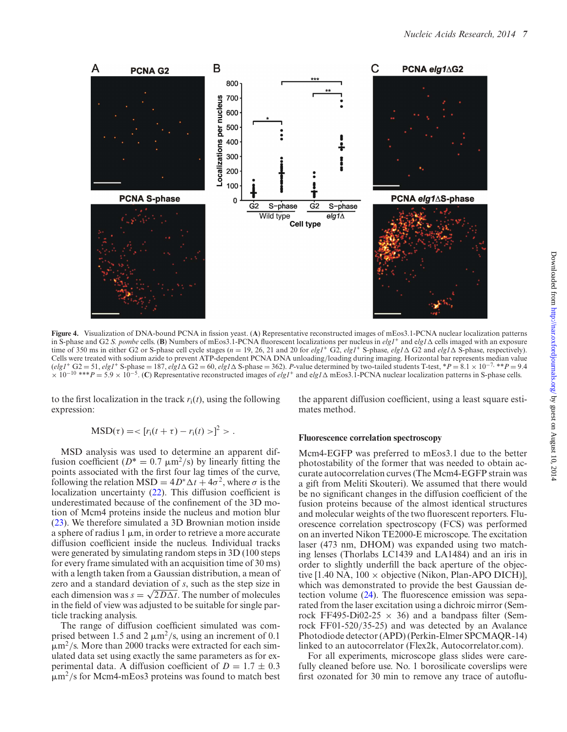**Figure 4.** Visualization of DNA-bound PCNA in fission yeast. (**A**) Representative reconstructed images of mEos3.1-PCNA nuclear localization patterns in S-phase and G2 *S. pombe* cells. (**B**) Numbers of mEos3.1-PCNA fluorescent localizations per nucleus in *elg1*$^{+}$ and *elg1*Δ cells imaged with an exposure time of 350 ms in either G2 or S-phase cell cycle stages ($n$ = 19, 26, 21 and 20 for *elg1*$^{+}$ G2, *elg1*$^{+}$ S-phase, *elg1*Δ G2 and *elg1*Δ S-phase, respectively). Cells were treated with sodium azide to prevent ATP-dependent PCNA DNA unloading/loading during imaging. Horizontal bar represents median value (*elg1*$^{+}$ G2 = 51, *elg1*$^{+}$ S-phase = 187, *elg1*Δ G2 = 60, *elg1*Δ S-phase = 362). *P*-value determined by two-tailed students T-test, *$P = 8.1 \times 10^{-7}$, **$P = 9.4 \times 10^{-10}$ ***$P = 5.9 \times 10^{-5}$. (**C**) Representative reconstructed images of *elg1*$^{+}$ and *elg1*Δ mEos3.1-PCNA nuclear localization patterns in S-phase cells.

to the first localization in the track $r_i(t)$, using the following expression:

$$\mathrm{MSD}(\tau) = < [r_i(t+\tau) - r_i(t)>]^2 > .$$

MSD analysis was used to determine an apparent diffusion coefficient ($D^* = 0.7\ \mu\mathrm{m}^2/\mathrm{s}$) by linearly fitting the points associated with the first four lag times of the curve, following the relation $\mathrm{MSD} = 4D^*\Delta t + 4\sigma^2$, where $\sigma$ is the localization uncertainty (22). This diffusion coefficient is underestimated because of the confinement of the 3D motion of Mcm4 proteins inside the nucleus and motion blur (23). We therefore simulated a 3D Brownian motion inside a sphere of radius 1 μm, in order to retrieve a more accurate diffusion coefficient inside the nucleus. Individual tracks were generated by simulating random steps in 3D (100 steps for every frame simulated with an acquisition time of 30 ms) with a length taken from a Gaussian distribution, a mean of zero and a standard deviation of $s$, such as the step size in each dimension was $s = \sqrt{2D\Delta t}$. The number of molecules in the field of view was adjusted to be suitable for single particle tracking analysis.

The range of diffusion coefficient simulated was comprised between 1.5 and 2 $\mu\mathrm{m}^2/\mathrm{s}$, using an increment of 0.1 $\mu\mathrm{m}^2/\mathrm{s}$. More than 2000 tracks were extracted for each simulated data set using exactly the same parameters as for experimental data. A diffusion coefficient of $D = 1.7 \pm 0.3\ \mu\mathrm{m}^2/\mathrm{s}$ for Mcm4-mEos3 proteins was found to match best the apparent diffusion coefficient, using a least square estimates method.

### Fluorescence correlation spectroscopy

Mcm4-EGFP was preferred to mEos3.1 due to the better photostability of the former that was needed to obtain accurate autocorrelation curves (The Mcm4-EGFP strain was a gift from Meliti Skouteri). We assumed that there would be no significant changes in the diffusion coefficient of the fusion proteins because of the almost identical structures and molecular weights of the two fluorescent reporters. Fluorescence correlation spectroscopy (FCS) was performed on an inverted Nikon TE2000-E microscope. The excitation laser (473 nm, DHOM) was expanded using two matching lenses (Thorlabs LC1439 and LA1484) and an iris in order to slightly underfill the back aperture of the objective [1.40 NA, 100 × objective (Nikon, Plan-APO DICH)], which was demonstrated to provide the best Gaussian detection volume (24). The fluorescence emission was separated from the laser excitation using a dichroic mirror (Semrock FF495-Di02-25 × 36) and a bandpass filter (Semrock FF01-520/35-25) and was detected by an Avalance Photodiode detector (APD) (Perkin-Elmer SPCMAQR-14) linked to an autocorrelator (Flex2k, Autocorrelator.com).

For all experiments, microscope glass slides were carefully cleaned before use. No. 1 borosilicate coverslips were first ozonated for 30 min to remove any trace of autoflu-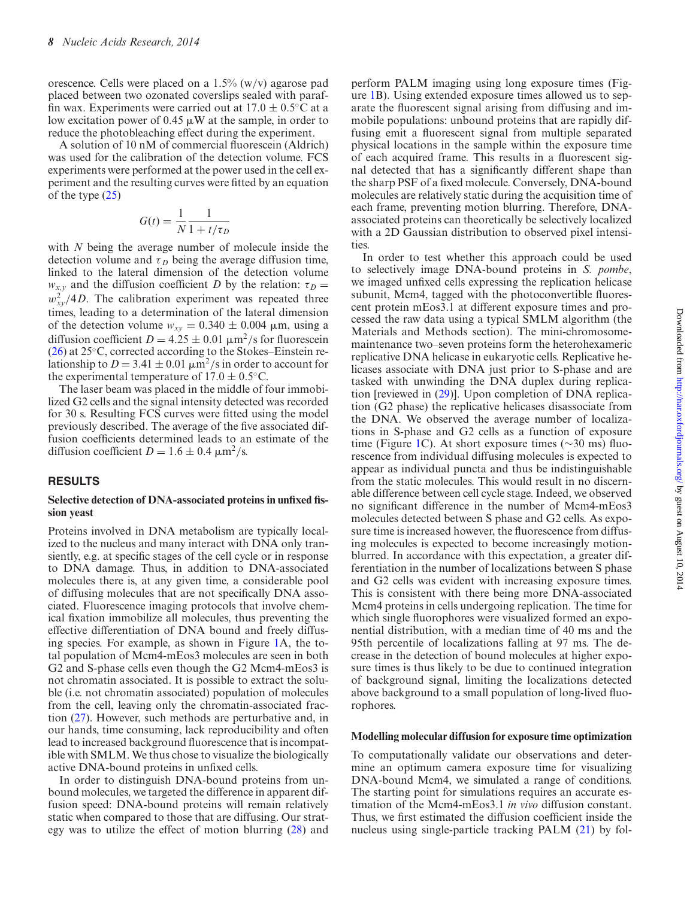orescence. Cells were placed on a 1.5% (w/v) agarose pad placed between two ozonated coverslips sealed with paraffin wax. Experiments were carried out at $17.0 \pm 0.5°C$ at a low excitation power of 0.45 μW at the sample, in order to reduce the photobleaching effect during the experiment.

A solution of 10 nM of commercial fluorescein (Aldrich) was used for the calibration of the detection volume. FCS experiments were performed at the power used in the cell experiment and the resulting curves were fitted by an equation of the type (25)

$$G(t) = \frac{1}{N}\frac{1}{1 + t/\tau_D}$$

with $N$ being the average number of molecule inside the detection volume and $\tau_D$ being the average diffusion time, linked to the lateral dimension of the detection volume $w_{x,y}$ and the diffusion coefficient $D$ by the relation: $\tau_D = w_{xy}^2/4D$. The calibration experiment was repeated three times, leading to a determination of the lateral dimension of the detection volume $w_{xy} = 0.340 \pm 0.004$ μm, using a diffusion coefficient $D = 4.25 \pm 0.01$ μm$^2$/s for fluorescein (26) at 25°C, corrected according to the Stokes–Einstein relationship to $D = 3.41 \pm 0.01$ μm$^2$/s in order to account for the experimental temperature of $17.0 \pm 0.5°C$.

The laser beam was placed in the middle of four immobilized G2 cells and the signal intensity detected was recorded for 30 s. Resulting FCS curves were fitted using the model previously described. The average of the five associated diffusion coefficients determined leads to an estimate of the diffusion coefficient $D = 1.6 \pm 0.4$ μm$^2$/s.

## RESULTS

### Selective detection of DNA-associated proteins in unfixed fission yeast

Proteins involved in DNA metabolism are typically localized to the nucleus and many interact with DNA only transiently, e.g. at specific stages of the cell cycle or in response to DNA damage. Thus, in addition to DNA-associated molecules there is, at any given time, a considerable pool of diffusing molecules that are not specifically DNA associated. Fluorescence imaging protocols that involve chemical fixation immobilize all molecules, thus preventing the effective differentiation of DNA bound and freely diffusing species. For example, as shown in Figure 1A, the total population of Mcm4-mEos3 molecules are seen in both G2 and S-phase cells even though the G2 Mcm4-mEos3 is not chromatin associated. It is possible to extract the soluble (i.e. not chromatin associated) population of molecules from the cell, leaving only the chromatin-associated fraction (27). However, such methods are perturbative and, in our hands, time consuming, lack reproducibility and often lead to increased background fluorescence that is incompatible with SMLM. We thus chose to visualize the biologically active DNA-bound proteins in unfixed cells.

In order to distinguish DNA-bound proteins from unbound molecules, we targeted the difference in apparent diffusion speed: DNA-bound proteins will remain relatively static when compared to those that are diffusing. Our strategy was to utilize the effect of motion blurring (28) and perform PALM imaging using long exposure times (Figure 1B). Using extended exposure times allowed us to separate the fluorescent signal arising from diffusing and immobile populations: unbound proteins that are rapidly diffusing emit a fluorescent signal from multiple separated physical locations in the sample within the exposure time of each acquired frame. This results in a fluorescent signal detected that has a significantly different shape than the sharp PSF of a fixed molecule. Conversely, DNA-bound molecules are relatively static during the acquisition time of each frame, preventing motion blurring. Therefore, DNA-associated proteins can theoretically be selectively localized with a 2D Gaussian distribution to observed pixel intensities.

In order to test whether this approach could be used to selectively image DNA-bound proteins in *S. pombe*, we imaged unfixed cells expressing the replication helicase subunit, Mcm4, tagged with the photoconvertible fluorescent protein mEos3.1 at different exposure times and processed the raw data using a typical SMLM algorithm (the Materials and Methods section). The mini-chromosome-maintenance two–seven proteins form the heterohexameric replicative DNA helicase in eukaryotic cells. Replicative helicases associate with DNA just prior to S-phase and are tasked with unwinding the DNA duplex during replication [reviewed in (29)]. Upon completion of DNA replication (G2 phase) the replicative helicases disassociate from the DNA. We observed the average number of localizations in S-phase and G2 cells as a function of exposure time (Figure 1C). At short exposure times (∼30 ms) fluorescence from individual diffusing molecules is expected to appear as individual puncta and thus be indistinguishable from the static molecules. This would result in no discernable difference between cell cycle stage. Indeed, we observed no significant difference in the number of Mcm4-mEos3 molecules detected between S phase and G2 cells. As exposure time is increased however, the fluorescence from diffusing molecules is expected to become increasingly motion-blurred. In accordance with this expectation, a greater differentiation in the number of localizations between S phase and G2 cells was evident with increasing exposure times. This is consistent with there being more DNA-associated Mcm4 proteins in cells undergoing replication. The time for which single fluorophores were visualized formed an exponential distribution, with a median time of 40 ms and the 95th percentile of localizations falling at 97 ms. The decrease in the detection of bound molecules at higher exposure times is thus likely to be due to continued integration of background signal, limiting the localizations detected above background to a small population of long-lived fluorophores.

### Modelling molecular diffusion for exposure time optimization

To computationally validate our observations and determine an optimum camera exposure time for visualizing DNA-bound Mcm4, we simulated a range of conditions. The starting point for simulations requires an accurate estimation of the Mcm4-mEos3.1 *in vivo* diffusion constant. Thus, we first estimated the diffusion coefficient inside the nucleus using single-particle tracking PALM (21) by fol-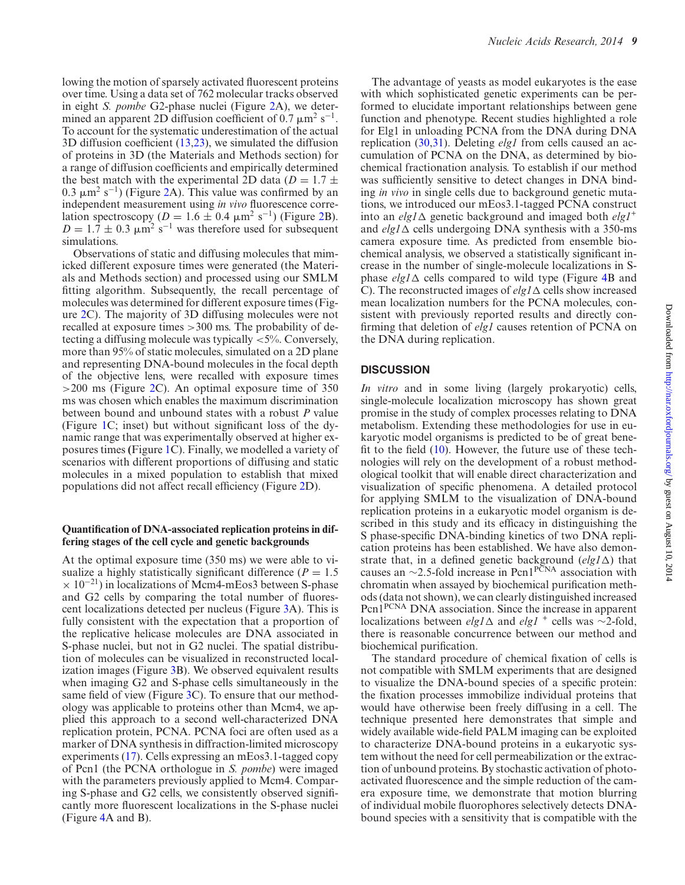lowing the motion of sparsely activated fluorescent proteins over time. Using a data set of 762 molecular tracks observed in eight *S. pombe* G2-phase nuclei (Figure 2A), we determined an apparent 2D diffusion coefficient of 0.7 $\mu m^2 s^{-1}$. To account for the systematic underestimation of the actual 3D diffusion coefficient (13,23), we simulated the diffusion of proteins in 3D (the Materials and Methods section) for a range of diffusion coefficients and empirically determined the best match with the experimental 2D data ($D = 1.7 \pm 0.3$ $\mu m^2 s^{-1}$) (Figure 2A). This value was confirmed by an independent measurement using *in vivo* fluorescence correlation spectroscopy ($D = 1.6 \pm 0.4$ $\mu m^2 s^{-1}$) (Figure 2B). $D = 1.7 \pm 0.3$ $\mu m^2 s^{-1}$ was therefore used for subsequent simulations.

Observations of static and diffusing molecules that mimicked different exposure times were generated (the Materials and Methods section) and processed using our SMLM fitting algorithm. Subsequently, the recall percentage of molecules was determined for different exposure times (Figure 2C). The majority of 3D diffusing molecules were not recalled at exposure times >300 ms. The probability of detecting a diffusing molecule was typically <5%. Conversely, more than 95% of static molecules, simulated on a 2D plane and representing DNA-bound molecules in the focal depth of the objective lens, were recalled with exposure times >200 ms (Figure 2C). An optimal exposure time of 350 ms was chosen which enables the maximum discrimination between bound and unbound states with a robust *P* value (Figure 1C; inset) but without significant loss of the dynamic range that was experimentally observed at higher exposures times (Figure 1C). Finally, we modelled a variety of scenarios with different proportions of diffusing and static molecules in a mixed population to establish that mixed populations did not affect recall efficiency (Figure 2D).

#### Quantification of DNA-associated replication proteins in differing stages of the cell cycle and genetic backgrounds

At the optimal exposure time (350 ms) we were able to visualize a highly statistically significant difference ($P = 1.5 \times 10^{-21}$) in localizations of Mcm4-mEos3 between S-phase and G2 cells by comparing the total number of fluorescent localizations detected per nucleus (Figure 3A). This is fully consistent with the expectation that a proportion of the replicative helicase molecules are DNA associated in S-phase nuclei, but not in G2 nuclei. The spatial distribution of molecules can be visualized in reconstructed localization images (Figure 3B). We observed equivalent results when imaging G2 and S-phase cells simultaneously in the same field of view (Figure 3C). To ensure that our methodology was applicable to proteins other than Mcm4, we applied this approach to a second well-characterized DNA replication protein, PCNA. PCNA foci are often used as a marker of DNA synthesis in diffraction-limited microscopy experiments (17). Cells expressing an mEos3.1-tagged copy of Pcn1 (the PCNA orthologue in *S. pombe*) were imaged with the parameters previously applied to Mcm4. Comparing S-phase and G2 cells, we consistently observed significantly more fluorescent localizations in the S-phase nuclei (Figure 4A and B).

The advantage of yeasts as model eukaryotes is the ease with which sophisticated genetic experiments can be performed to elucidate important relationships between gene function and phenotype. Recent studies highlighted a role for Elg1 in unloading PCNA from the DNA during DNA replication (30,31). Deleting *elg1* from cells caused an accumulation of PCNA on the DNA, as determined by biochemical fractionation analysis. To establish if our method was sufficiently sensitive to detect changes in DNA binding *in vivo* in single cells due to background genetic mutations, we introduced our mEos3.1-tagged PCNA construct into an *elg1*Δ genetic background and imaged both *elg1*$^+$ and *elg1*Δ cells undergoing DNA synthesis with a 350-ms camera exposure time. As predicted from ensemble biochemical analysis, we observed a statistically significant increase in the number of single-molecule localizations in S-phase *elg1*Δ cells compared to wild type (Figure 4B and C). The reconstructed images of *elg1*Δ cells show increased mean localization numbers for the PCNA molecules, consistent with previously reported results and directly confirming that deletion of *elg1* causes retention of PCNA on the DNA during replication.

## DISCUSSION

*In vitro* and in some living (largely prokaryotic) cells, single-molecule localization microscopy has shown great promise in the study of complex processes relating to DNA metabolism. Extending these methodologies for use in eukaryotic model organisms is predicted to be of great benefit to the field (10). However, the future use of these technologies will rely on the development of a robust methodological toolkit that will enable direct characterization and visualization of specific phenomena. A detailed protocol for applying SMLM to the visualization of DNA-bound replication proteins in a eukaryotic model organism is described in this study and its efficacy in distinguishing the S phase-specific DNA-binding kinetics of two DNA replication proteins has been established. We have also demonstrate that, in a defined genetic background (*elg1*Δ) that causes an ∼2.5-fold increase in Pcn1$^{PCNA}$ association with chromatin when assayed by biochemical purification methods (data not shown), we can clearly distinguished increased Pcn1$^{PCNA}$ DNA association. Since the increase in apparent localizations between *elg1*Δ and *elg1* $^+$ cells was ∼2-fold, there is reasonable concurrence between our method and biochemical purification.

The standard procedure of chemical fixation of cells is not compatible with SMLM experiments that are designed to visualize the DNA-bound species of a specific protein: the fixation processes immobilize individual proteins that would have otherwise been freely diffusing in a cell. The technique presented here demonstrates that simple and widely available wide-field PALM imaging can be exploited to characterize DNA-bound proteins in a eukaryotic system without the need for cell permeabilization or the extraction of unbound proteins. By stochastic activation of photoactivated fluorescence and the simple reduction of the camera exposure time, we demonstrate that motion blurring of individual mobile fluorophores selectively detects DNA-bound species with a sensitivity that is compatible with the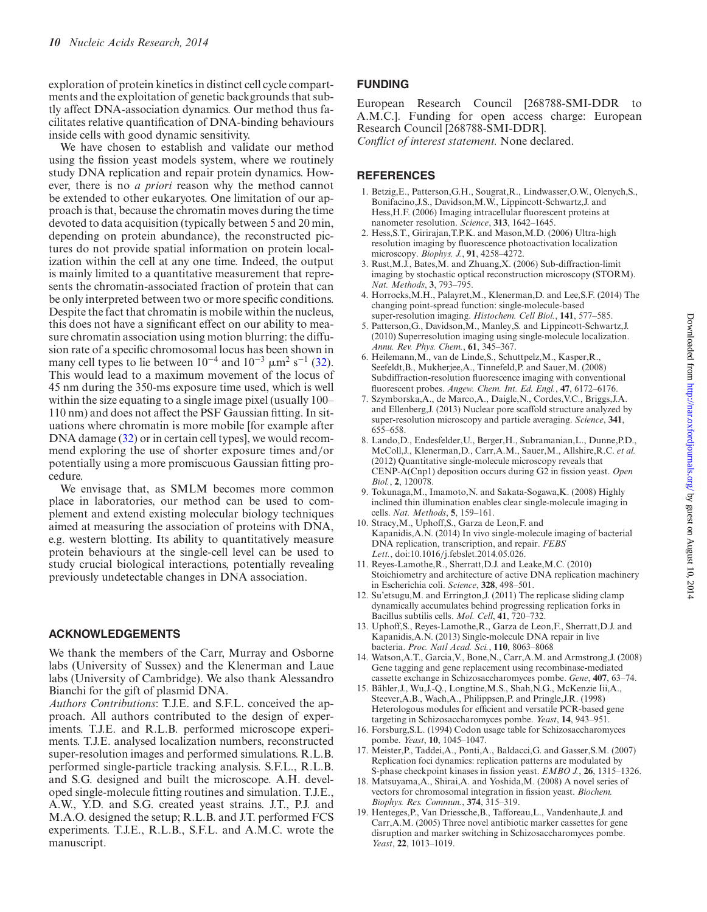exploration of protein kinetics in distinct cell cycle compartments and the exploitation of genetic backgrounds that subtly affect DNA-association dynamics. Our method thus facilitates relative quantification of DNA-binding behaviours inside cells with good dynamic sensitivity.

We have chosen to establish and validate our method using the fission yeast models system, where we routinely study DNA replication and repair protein dynamics. However, there is no *a priori* reason why the method cannot be extended to other eukaryotes. One limitation of our approach is that, because the chromatin moves during the time devoted to data acquisition (typically between 5 and 20 min, depending on protein abundance), the reconstructed pictures do not provide spatial information on protein localization within the cell at any one time. Indeed, the output is mainly limited to a quantitative measurement that represents the chromatin-associated fraction of protein that can be only interpreted between two or more specific conditions. Despite the fact that chromatin is mobile within the nucleus, this does not have a significant effect on our ability to measure chromatin association using motion blurring: the diffusion rate of a specific chromosomal locus has been shown in many cell types to lie between $10^{-4}$ and $10^{-3}$ $\mu m^2$ $s^{-1}$ (32). This would lead to a maximum movement of the locus of 45 nm during the 350-ms exposure time used, which is well within the size equating to a single image pixel (usually 100–110 nm) and does not affect the PSF Gaussian fitting. In situations where chromatin is more mobile [for example after DNA damage (32) or in certain cell types], we would recommend exploring the use of shorter exposure times and/or potentially using a more promiscuous Gaussian fitting procedure.

We envisage that, as SMLM becomes more common place in laboratories, our method can be used to complement and extend existing molecular biology techniques aimed at measuring the association of proteins with DNA, e.g. western blotting. Its ability to quantitatively measure protein behaviours at the single-cell level can be used to study crucial biological interactions, potentially revealing previously undetectable changes in DNA association.

## ACKNOWLEDGEMENTS

We thank the members of the Carr, Murray and Osborne labs (University of Sussex) and the Klenerman and Laue labs (University of Cambridge). We also thank Alessandro Bianchi for the gift of plasmid DNA.

*Authors Contributions*: T.J.E. and S.F.L. conceived the approach. All authors contributed to the design of experiments. T.J.E. and R.L.B. performed microscope experiments. T.J.E. analysed localization numbers, reconstructed super-resolution images and performed simulations. R.L.B. performed single-particle tracking analysis. S.F.L., R.L.B. and S.G. designed and built the microscope. A.H. developed single-molecule fitting routines and simulation. T.J.E., A.W., Y.D. and S.G. created yeast strains. J.T., P.J. and M.A.O. designed the setup; R.L.B. and J.T. performed FCS experiments. T.J.E., R.L.B., S.F.L. and A.M.C. wrote the manuscript.

## FUNDING

European Research Council [268788-SMI-DDR to A.M.C.]. Funding for open access charge: European Research Council [268788-SMI-DDR].

*Conflict of interest statement.* None declared.

## REFERENCES

1. Betzig,E., Patterson,G.H., Sougrat,R., Lindwasser,O.W., Olenych,S., Bonifacino,J.S., Davidson,M.W., Lippincott-Schwartz,J. and Hess,H.F. (2006) Imaging intracellular fluorescent proteins at nanometer resolution. *Science*, **313**, 1642–1645.
2. Hess,S.T., Girirajan,T.P.K. and Mason,M.D. (2006) Ultra-high resolution imaging by fluorescence photoactivation localization microscopy. *Biophys. J.*, **91**, 4258–4272.
3. Rust,M.J., Bates,M. and Zhuang,X. (2006) Sub-diffraction-limit imaging by stochastic optical reconstruction microscopy (STORM). *Nat. Methods*, **3**, 793–795.
4. Horrocks,M.H., Palayret,M., Klenerman,D. and Lee,S.F. (2014) The changing point-spread function: single-molecule-based super-resolution imaging. *Histochem. Cell Biol.*, **141**, 577–585.
5. Patterson,G., Davidson,M., Manley,S. and Lippincott-Schwartz,J. (2010) Superresolution imaging using single-molecule localization. *Annu. Rev. Phys. Chem.*, **61**, 345–367.
6. Heilemann,M., van de Linde,S., Schuttpelz,M., Kasper,R., Seefeldt,B., Mukherjee,A., Tinnefeld,P. and Sauer,M. (2008) Subdiffraction-resolution fluorescence imaging with conventional fluorescent probes. *Angew. Chem. Int. Ed. Engl.*, **47**, 6172–6176.
7. Szymborska,A., de Marco,A., Daigle,N., Cordes,V.C., Briggs,J.A. and Ellenberg,J. (2013) Nuclear pore scaffold structure analyzed by super-resolution microscopy and particle averaging. *Science*, **341**, 655–658.
8. Lando,D., Endesfelder,U., Berger,H., Subramanian,L., Dunne,P.D., McColl,J., Klenerman,D., Carr,A.M., Sauer,M., Allshire,R.C. *et al.* (2012) Quantitative single-molecule microscopy reveals that CENP-A(Cnp1) deposition occurs during G2 in fission yeast. *Open Biol.*, **2**, 120078.
9. Tokunaga,M., Imamoto,N. and Sakata-Sogawa,K. (2008) Highly inclined thin illumination enables clear single-molecule imaging in cells. *Nat. Methods*, **5**, 159–161.
10. Stracy,M., Uphoff,S., Garza de Leon,F. and Kapanidis,A.N. (2014) In vivo single-molecule imaging of bacterial DNA replication, transcription, and repair. *FEBS Lett.*, doi:10.1016/j.febslet.2014.05.026.
11. Reyes-Lamothe,R., Sherratt,D.J. and Leake,M.C. (2010) Stoichiometry and architecture of active DNA replication machinery in Escherichia coli. *Science*, **328**, 498–501.
12. Su'etsugu,M. and Errington,J. (2011) The replicase sliding clamp dynamically accumulates behind progressing replication forks in Bacillus subtilis cells. *Mol. Cell*, **41**, 720–732.
13. Uphoff,S., Reyes-Lamothe,R., Garza de Leon,F., Sherratt,D.J. and Kapanidis,A.N. (2013) Single-molecule DNA repair in live bacteria. *Proc. Natl Acad. Sci.*, **110**, 8063–8068
14. Watson,A.T., Garcia,V., Bone,N., Carr,A.M. and Armstrong,J. (2008) Gene tagging and gene replacement using recombinase-mediated cassette exchange in Schizosaccharomyces pombe. *Gene*, **407**, 63–74.
15. Bähler,J., Wu,J.-Q., Longtine,M.S., Shah,N.G., McKenzie Iii,A., Steever,A.B., Wach,A., Philippsen,P. and Pringle,J.R. (1998) Heterologous modules for efficient and versatile PCR-based gene targeting in Schizosaccharomyces pombe. *Yeast*, **14**, 943–951.
16. Forsburg,S.L. (1994) Codon usage table for Schizosaccharomyces pombe. *Yeast*, **10**, 1045–1047.
17. Meister,P., Taddei,A., Ponti,A., Baldacci,G. and Gasser,S.M. (2007) Replication foci dynamics: replication patterns are modulated by S-phase checkpoint kinases in fission yeast. *EMBO J.*, **26**, 1315–1326.
18. Matsuyama,A., Shirai,A. and Yoshida,M. (2008) A novel series of vectors for chromosomal integration in fission yeast. *Biochem. Biophys. Res. Commun.*, **374**, 315–319.
19. Hentges,P., Van Driessche,B., Tafforeau,L., Vandenhaute,J. and Carr,A.M. (2005) Three novel antibiotic marker cassettes for gene disruption and marker switching in Schizosaccharomyces pombe. *Yeast*, **22**, 1013–1019.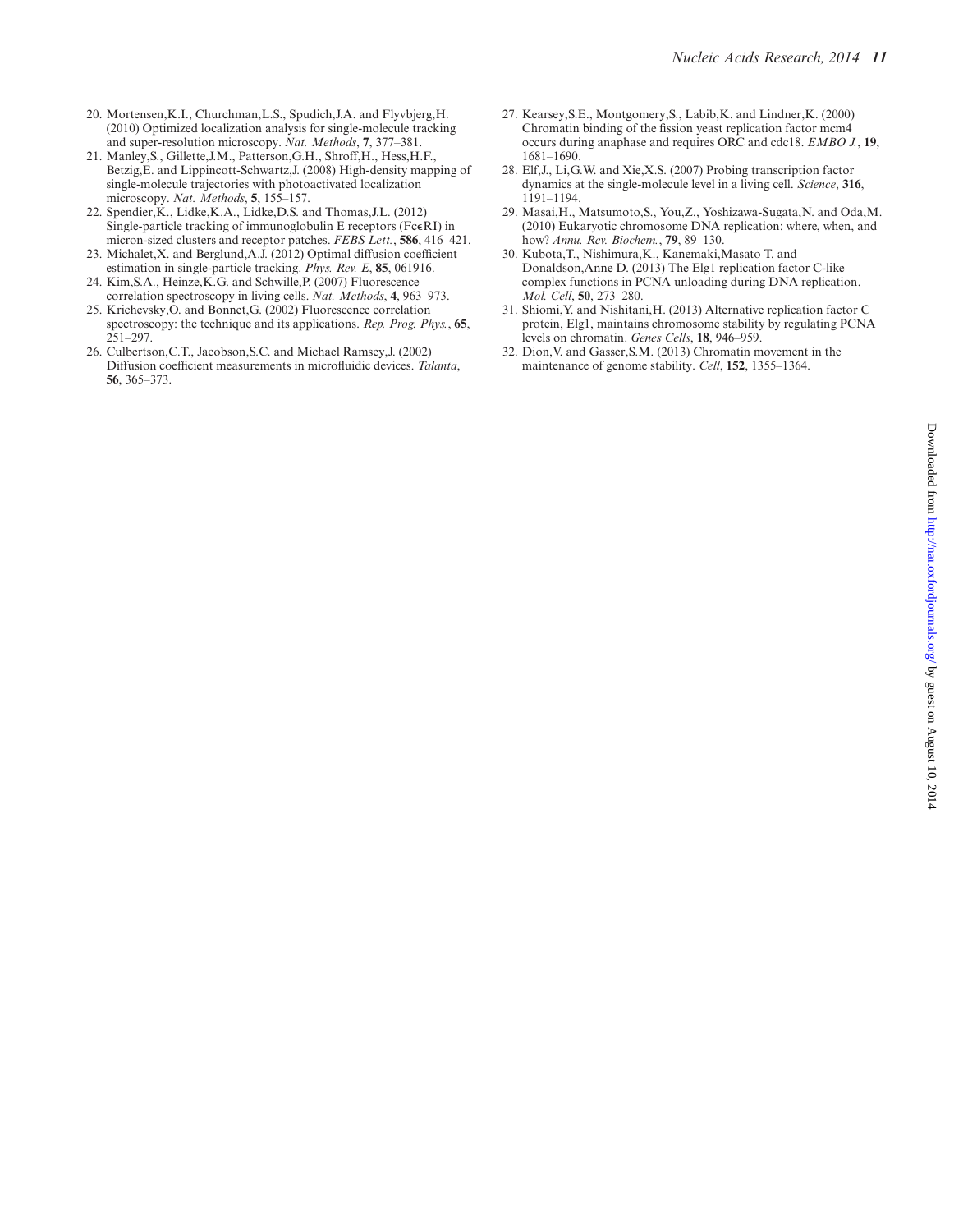20. Mortensen,K.I., Churchman,L.S., Spudich,J.A. and Flyvbjerg,H. (2010) Optimized localization analysis for single-molecule tracking and super-resolution microscopy. *Nat. Methods*, **7**, 377–381.
21. Manley,S., Gillette,J.M., Patterson,G.H., Shroff,H., Hess,H.F., Betzig,E. and Lippincott-Schwartz,J. (2008) High-density mapping of single-molecule trajectories with photoactivated localization microscopy. *Nat. Methods*, **5**, 155–157.
22. Spendier,K., Lidke,K.A., Lidke,D.S. and Thomas,J.L. (2012) Single-particle tracking of immunoglobulin E receptors (FcϵRI) in micron-sized clusters and receptor patches. *FEBS Lett.*, **586**, 416–421.
23. Michalet,X. and Berglund,A.J. (2012) Optimal diffusion coefficient estimation in single-particle tracking. *Phys. Rev. E*, **85**, 061916.
24. Kim,S.A., Heinze,K.G. and Schwille,P. (2007) Fluorescence correlation spectroscopy in living cells. *Nat. Methods*, **4**, 963–973.
25. Krichevsky,O. and Bonnet,G. (2002) Fluorescence correlation spectroscopy: the technique and its applications. *Rep. Prog. Phys.*, **65**, 251–297.
26. Culbertson,C.T., Jacobson,S.C. and Michael Ramsey,J. (2002) Diffusion coefficient measurements in microfluidic devices. *Talanta*, **56**, 365–373.
27. Kearsey,S.E., Montgomery,S., Labib,K. and Lindner,K. (2000) Chromatin binding of the fission yeast replication factor mcm4 occurs during anaphase and requires ORC and cdc18. *EMBO J.*, **19**, 1681–1690.
28. Elf,J., Li,G.W. and Xie,X.S. (2007) Probing transcription factor dynamics at the single-molecule level in a living cell. *Science*, **316**, 1191–1194.
29. Masai,H., Matsumoto,S., You,Z., Yoshizawa-Sugata,N. and Oda,M. (2010) Eukaryotic chromosome DNA replication: where, when, and how? *Annu. Rev. Biochem.*, **79**, 89–130.
30. Kubota,T., Nishimura,K., Kanemaki,Masato T. and Donaldson,Anne D. (2013) The Elg1 replication factor C-like complex functions in PCNA unloading during DNA replication. *Mol. Cell*, **50**, 273–280.
31. Shiomi,Y. and Nishitani,H. (2013) Alternative replication factor C protein, Elg1, maintains chromosome stability by regulating PCNA levels on chromatin. *Genes Cells*, **18**, 946–959.
32. Dion,V. and Gasser,S.M. (2013) Chromatin movement in the maintenance of genome stability. *Cell*, **152**, 1355–1364.